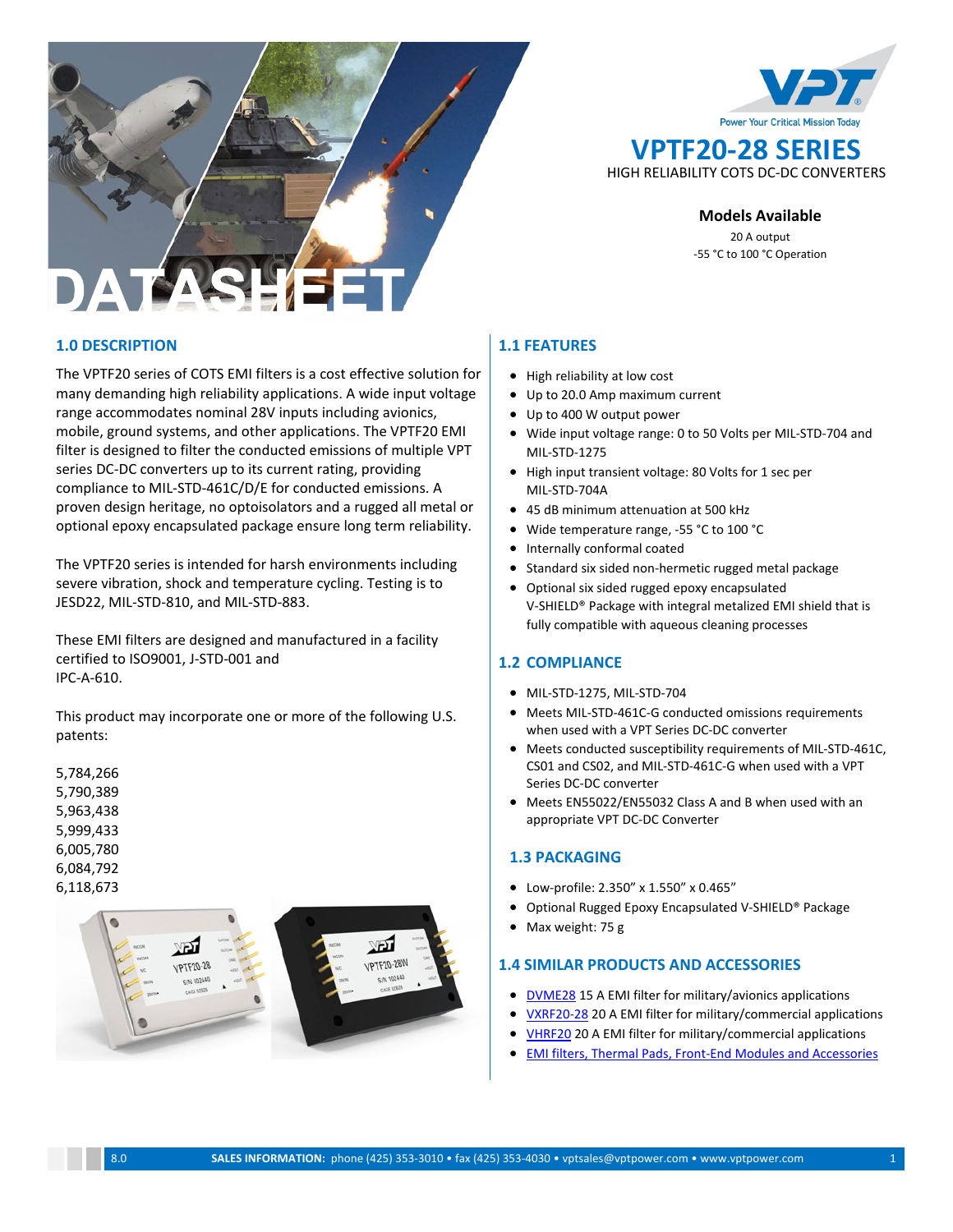# VPTF20-28 SERIES

HIGH RELIABILITY COTS DC-DC CONVERTERS

**Models Available**

20 A output

-55 °C to 100 °C Operation

DATASHEET

## 1.0 DESCRIPTION

The VPTF20 series of COTS EMI filters is a cost effective solution for many demanding high reliability applications. A wide input voltage range accommodates nominal 28V inputs including avionics, mobile, ground systems, and other applications. The VPTF20 EMI filter is designed to filter the conducted emissions of multiple VPT series DC-DC converters up to its current rating, providing compliance to MIL-STD-461C/D/E for conducted emissions. A proven design heritage, no optoisolators and a rugged all metal or optional epoxy encapsulated package ensure long term reliability.

The VPTF20 series is intended for harsh environments including severe vibration, shock and temperature cycling. Testing is to JESD22, MIL-STD-810, and MIL-STD-883.

These EMI filters are designed and manufactured in a facility certified to ISO9001, J-STD-001 and IPC-A-610.

This product may incorporate one or more of the following U.S. patents:

5,784,266
5,790,389
5,963,438
5,999,433
6,005,780
6,084,792
6,118,673

## 1.1 FEATURES

- High reliability at low cost
- Up to 20.0 Amp maximum current
- Up to 400 W output power
- Wide input voltage range: 0 to 50 Volts per MIL-STD-704 and MIL-STD-1275
- High input transient voltage: 80 Volts for 1 sec per MIL-STD-704A
- 45 dB minimum attenuation at 500 kHz
- Wide temperature range, -55 °C to 100 °C
- Internally conformal coated
- Standard six sided non-hermetic rugged metal package
- Optional six sided rugged epoxy encapsulated V-SHIELD® Package with integral metalized EMI shield that is fully compatible with aqueous cleaning processes

## 1.2 COMPLIANCE

- MIL-STD-1275, MIL-STD-704
- Meets MIL-STD-461C-G conducted omissions requirements when used with a VPT Series DC-DC converter
- Meets conducted susceptibility requirements of MIL-STD-461C, CS01 and CS02, and MIL-STD-461C-G when used with a VPT Series DC-DC converter
- Meets EN55022/EN55032 Class A and B when used with an appropriate VPT DC-DC Converter

## 1.3 PACKAGING

- Low-profile: 2.350” x 1.550” x 0.465”
- Optional Rugged Epoxy Encapsulated V-SHIELD® Package
- Max weight: 75 g

## 1.4 SIMILAR PRODUCTS AND ACCESSORIES

- DVME28 15 A EMI filter for military/avionics applications
- VXRF20-28 20 A EMI filter for military/commercial applications
- VHRF20 20 A EMI filter for military/commercial applications
- EMI filters, Thermal Pads, Front-End Modules and Accessories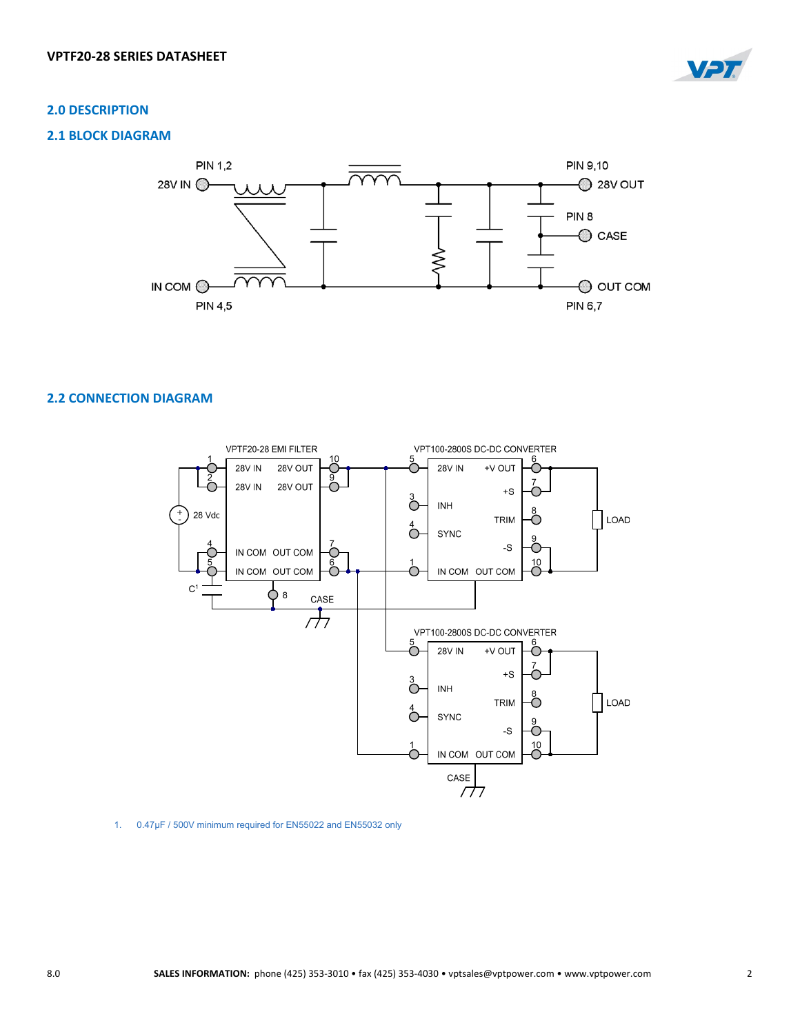## 2.0 DESCRIPTION

### 2.1 BLOCK DIAGRAM

### 2.2 CONNECTION DIAGRAM

1. 0.47µF / 500V minimum required for EN55022 and EN55032 only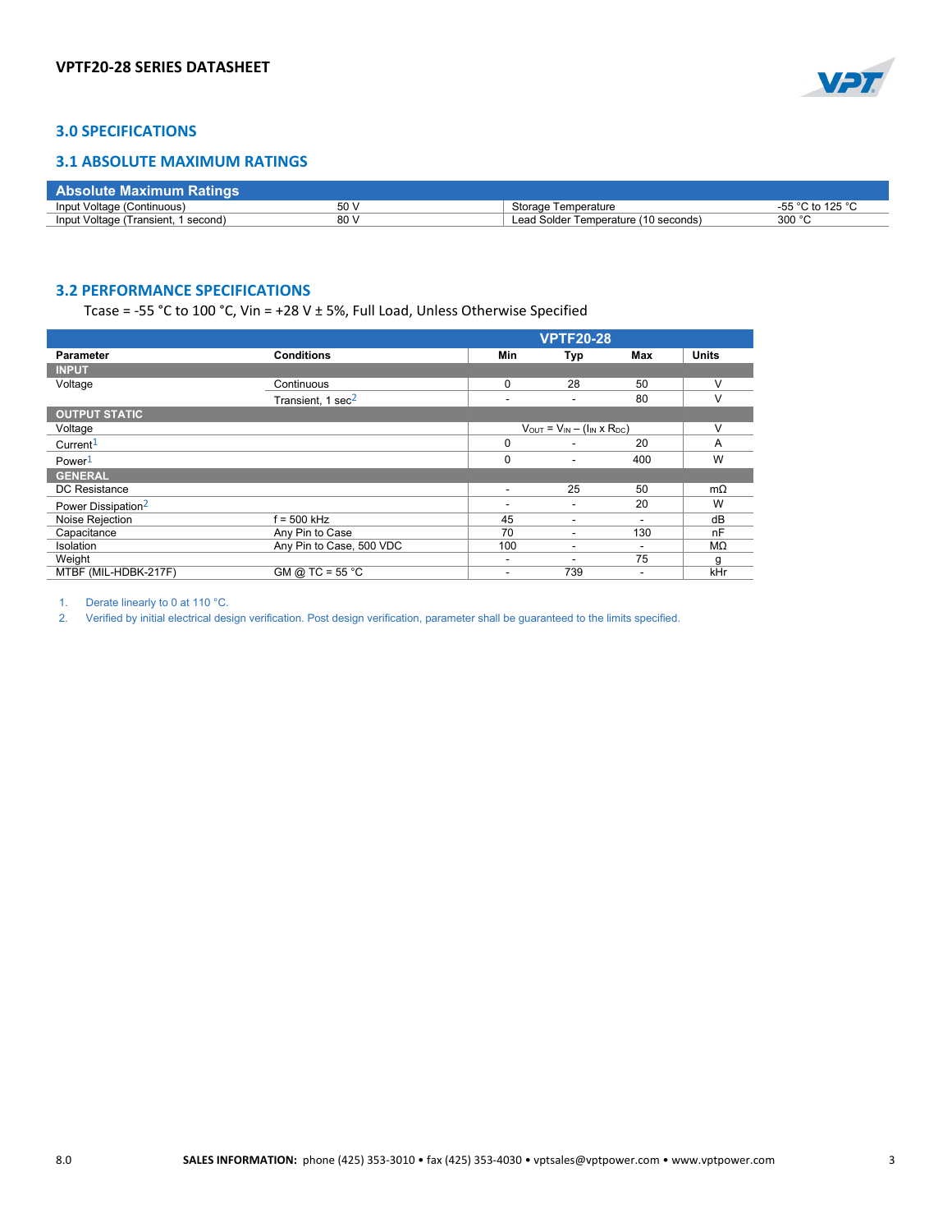## 3.0 SPECIFICATIONS

### 3.1 ABSOLUTE MAXIMUM RATINGS

| Absolute Maximum Ratings | | | |
|---|---|---|---|
| Input Voltage (Continuous) | 50 V | Storage Temperature | -55 °C to 125 °C |
| Input Voltage (Transient, 1 second) | 80 V | Lead Solder Temperature (10 seconds) | 300 °C |

### 3.2 PERFORMANCE SPECIFICATIONS

Tcase = -55 °C to 100 °C, Vin = +28 V ± 5%, Full Load, Unless Otherwise Specified

| Parameter | Conditions | VPTF20-28 Min | Typ | Max | Units |
|---|---|---|---|---|---|
| **INPUT** | | | | | |
| Voltage | Continuous | 0 | 28 | 50 | V |
| | Transient, 1 sec[2] | - | - | 80 | V |
| **OUTPUT STATIC** | | | | | |
| Voltage | | $V_{OUT} = V_{IN} - (I_{IN} \times R_{DC})$ | | | V |
| Current[1] | | 0 | - | 20 | A |
| Power[1] | | 0 | - | 400 | W |
| **GENERAL** | | | | | |
| DC Resistance | | - | 25 | 50 | mΩ |
| Power Dissipation[2] | | - | - | 20 | W |
| Noise Rejection | f = 500 kHz | 45 | - | - | dB |
| Capacitance | Any Pin to Case | 70 | - | 130 | nF |
| Isolation | Any Pin to Case, 500 VDC | 100 | - | - | MΩ |
| Weight | | - | - | 75 | g |
| MTBF (MIL-HDBK-217F) | GM @ TC = 55 °C | - | 739 | - | kHr |

1. Derate linearly to 0 at 110 °C.
2. Verified by initial electrical design verification. Post design verification, parameter shall be guaranteed to the limits specified.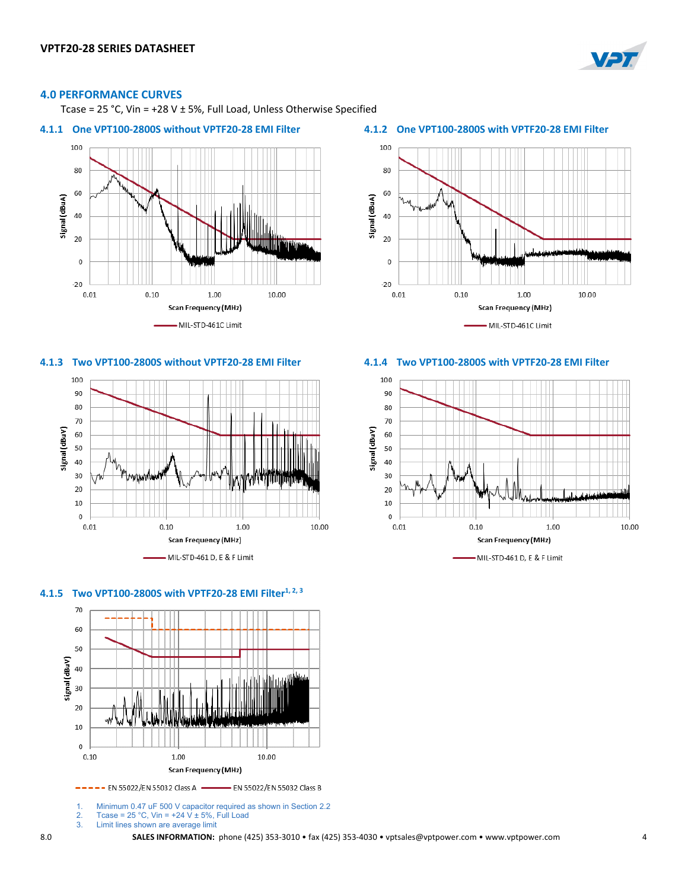## 4.0 PERFORMANCE CURVES

Tcase = 25 °C, Vin = +28 V ± 5%, Full Load, Unless Otherwise Specified

### 4.1.1 One VPT100-2800S without VPTF20-28 EMI Filter

### 4.1.2 One VPT100-2800S with VPTF20-28 EMI Filter

### 4.1.3 Two VPT100-2800S without VPTF20-28 EMI Filter

### 4.1.4 Two VPT100-2800S with VPTF20-28 EMI Filter

### 4.1.5 Two VPT100-2800S with VPTF20-28 EMI Filter[1, 2, 3]

1. Minimum 0.47 uF 500 V capacitor required as shown in Section 2.2
2. Tcase = 25 °C, Vin = +24 V ± 5%, Full Load
3. Limit lines shown are average limit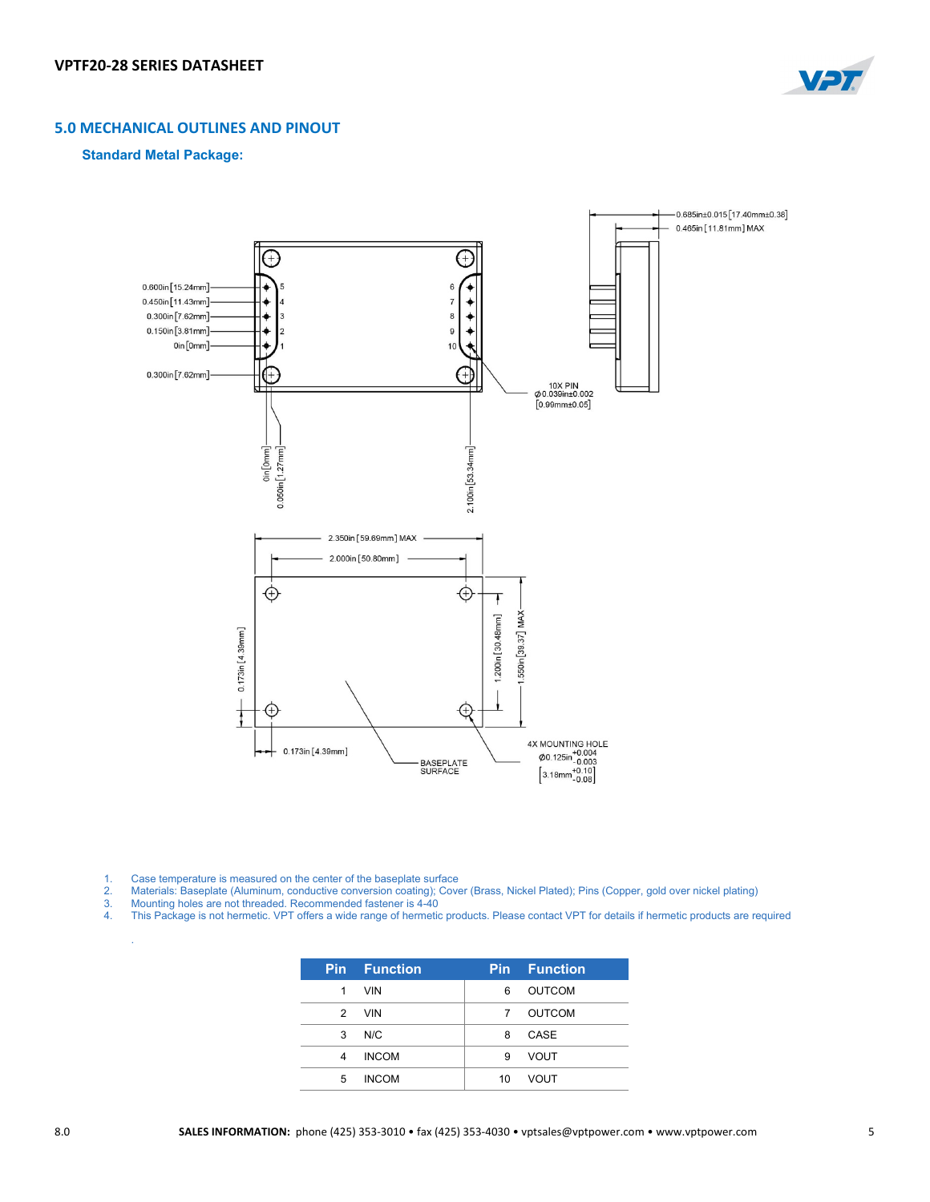## 5.0 MECHANICAL OUTLINES AND PINOUT

### Standard Metal Package:

1. Case temperature is measured on the center of the baseplate surface
2. Materials: Baseplate (Aluminum, conductive conversion coating); Cover (Brass, Nickel Plated); Pins (Copper, gold over nickel plating)
3. Mounting holes are not threaded. Recommended fastener is 4-40
4. This Package is not hermetic. VPT offers a wide range of hermetic products. Please contact VPT for details if hermetic products are required

| Pin | Function | Pin | Function |
|---|---|---|---|
| 1 | VIN | 6 | OUTCOM |
| 2 | VIN | 7 | OUTCOM |
| 3 | N/C | 8 | CASE |
| 4 | INCOM | 9 | VOUT |
| 5 | INCOM | 10 | VOUT |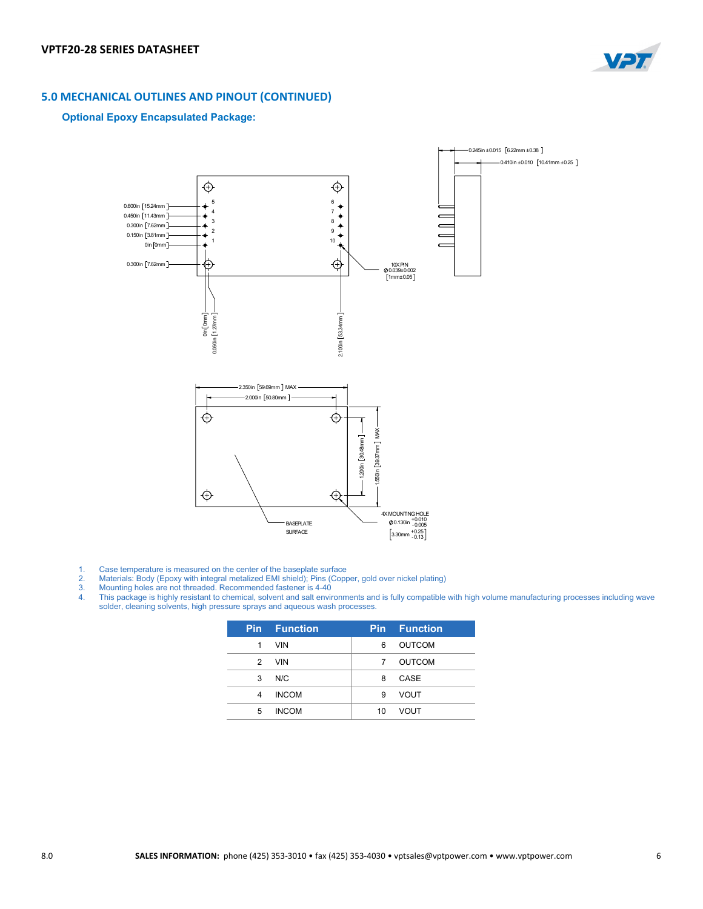## 5.0 MECHANICAL OUTLINES AND PINOUT (CONTINUED)

### Optional Epoxy Encapsulated Package:

1. Case temperature is measured on the center of the baseplate surface
2. Materials: Body (Epoxy with integral metalized EMI shield); Pins (Copper, gold over nickel plating)
3. Mounting holes are not threaded. Recommended fastener is 4-40
4. This package is highly resistant to chemical, solvent and salt environments and is fully compatible with high volume manufacturing processes including wave solder, cleaning solvents, high pressure sprays and aqueous wash processes.

| Pin | Function | Pin | Function |
|---|---|---|---|
| 1 | VIN | 6 | OUTCOM |
| 2 | VIN | 7 | OUTCOM |
| 3 | N/C | 8 | CASE |
| 4 | INCOM | 9 | VOUT |
| 5 | INCOM | 10 | VOUT |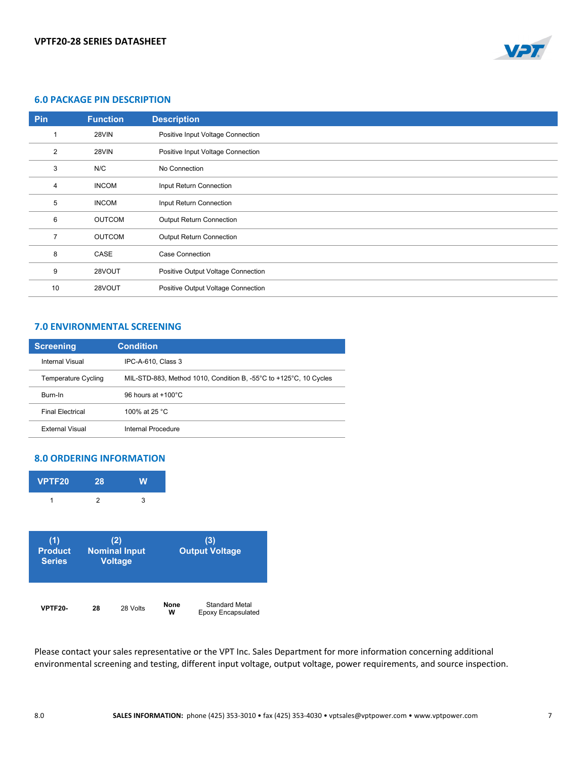## 6.0 PACKAGE PIN DESCRIPTION

| Pin | Function | Description |
|---|---|---|
| 1 | 28VIN | Positive Input Voltage Connection |
| 2 | 28VIN | Positive Input Voltage Connection |
| 3 | N/C | No Connection |
| 4 | INCOM | Input Return Connection |
| 5 | INCOM | Input Return Connection |
| 6 | OUTCOM | Output Return Connection |
| 7 | OUTCOM | Output Return Connection |
| 8 | CASE | Case Connection |
| 9 | 28VOUT | Positive Output Voltage Connection |
| 10 | 28VOUT | Positive Output Voltage Connection |

## 7.0 ENVIRONMENTAL SCREENING

| Screening | Condition |
|---|---|
| Internal Visual | IPC-A-610, Class 3 |
| Temperature Cycling | MIL-STD-883, Method 1010, Condition B, -55°C to +125°C, 10 Cycles |
| Burn-In | 96 hours at +100°C |
| Final Electrical | 100% at 25 °C |
| External Visual | Internal Procedure |

## 8.0 ORDERING INFORMATION

| VPTF20 | 28 | W |
|---|---|---|
| 1 | 2 | 3 |

| (1) Product Series | (2) Nominal Input Voltage | | (3) Output Voltage | |
|---|---|---|---|---|
| VPTF20- | 28 | 28 Volts | None<br>W | Standard Metal<br>Epoxy Encapsulated |

Please contact your sales representative or the VPT Inc. Sales Department for more information concerning additional environmental screening and testing, different input voltage, output voltage, power requirements, and source inspection.

**SALES INFORMATION:** phone (425) 353-3010 • fax (425) 353-4030 • vptsales@vptpower.com • www.vptpower.com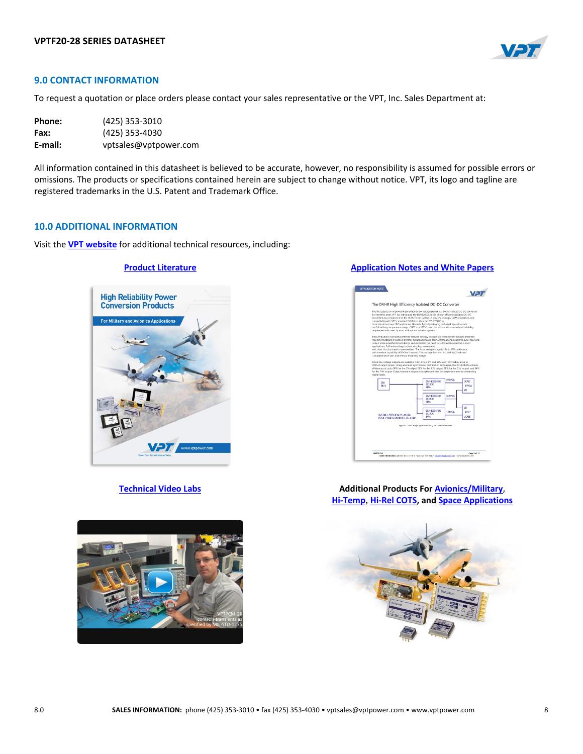## 9.0 CONTACT INFORMATION

To request a quotation or place orders please contact your sales representative or the VPT, Inc. Sales Department at:

**Phone:** (425) 353-3010
**Fax:** (425) 353-4030
**E-mail:** vptsales@vptpower.com

All information contained in this datasheet is believed to be accurate, however, no responsibility is assumed for possible errors or omissions. The products or specifications contained herein are subject to change without notice. VPT, its logo and tagline are registered trademarks in the U.S. Patent and Trademark Office.

## 10.0 ADDITIONAL INFORMATION

Visit the **VPT website** for additional technical resources, including:

**Product Literature**

**Application Notes and White Papers**

**Technical Video Labs**

**Additional Products For Avionics/Military, Hi-Temp, Hi-Rel COTS, and Space Applications**